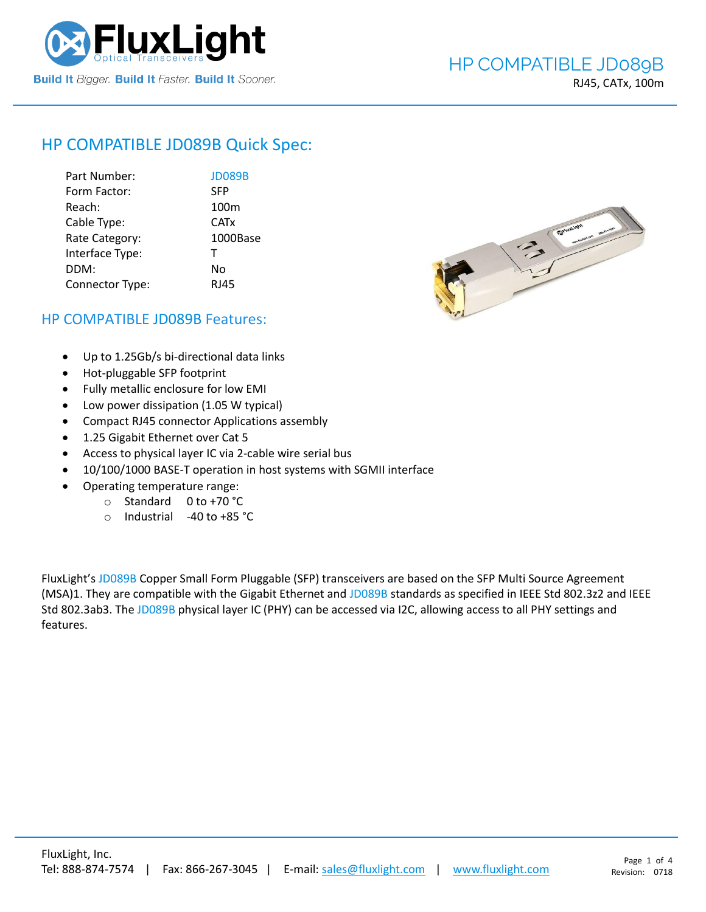# HP COMPATIBLE JD089B

RJ45, CATx, 100m

## HP COMPATIBLE JD089B Quick Spec:

| | |
|---|---|
| Part Number: | JD089B |
| Form Factor: | SFP |
| Reach: | 100m |
| Cable Type: | CATx |
| Rate Category: | 1000Base |
| Interface Type: | T |
| DDM: | No |
| Connector Type: | RJ45 |

## HP COMPATIBLE JD089B Features:

- Up to 1.25Gb/s bi-directional data links
- Hot-pluggable SFP footprint
- Fully metallic enclosure for low EMI
- Low power dissipation (1.05 W typical)
- Compact RJ45 connector Applications assembly
- 1.25 Gigabit Ethernet over Cat 5
- Access to physical layer IC via 2-cable wire serial bus
- 10/100/1000 BASE-T operation in host systems with SGMII interface
- Operating temperature range:
  - Standard    0 to +70 °C
  - Industrial    -40 to +85 °C

FluxLight's JD089B Copper Small Form Pluggable (SFP) transceivers are based on the SFP Multi Source Agreement (MSA)1. They are compatible with the Gigabit Ethernet and JD089B standards as specified in IEEE Std 802.3z2 and IEEE Std 802.3ab3. The JD089B physical layer IC (PHY) can be accessed via I2C, allowing access to all PHY settings and features.

FluxLight, Inc.
Tel: 888-874-7574 | Fax: 866-267-3045 | E-mail: sales@fluxlight.com | www.fluxlight.com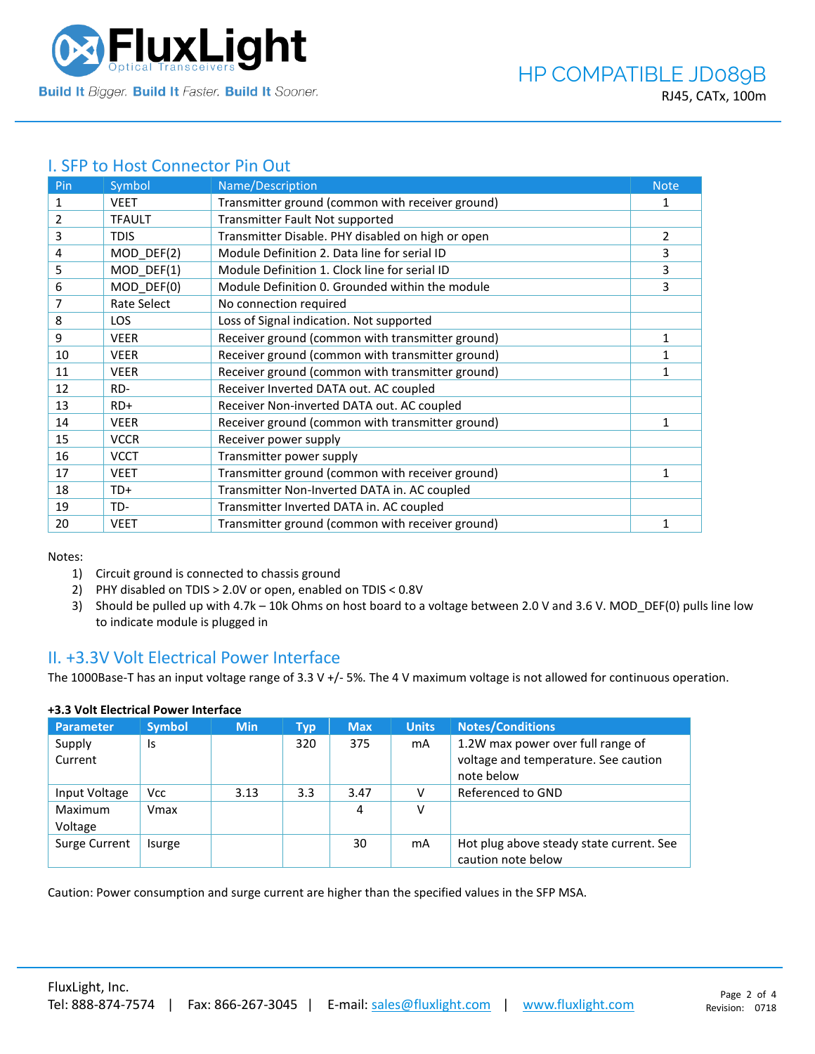## I. SFP to Host Connector Pin Out

| Pin | Symbol | Name/Description | Note |
|---|---|---|---|
| 1 | VEET | Transmitter ground (common with receiver ground) | 1 |
| 2 | TFAULT | Transmitter Fault Not supported | |
| 3 | TDIS | Transmitter Disable. PHY disabled on high or open | 2 |
| 4 | MOD_DEF(2) | Module Definition 2. Data line for serial ID | 3 |
| 5 | MOD_DEF(1) | Module Definition 1. Clock line for serial ID | 3 |
| 6 | MOD_DEF(0) | Module Definition 0. Grounded within the module | 3 |
| 7 | Rate Select | No connection required | |
| 8 | LOS | Loss of Signal indication. Not supported | |
| 9 | VEER | Receiver ground (common with transmitter ground) | 1 |
| 10 | VEER | Receiver ground (common with transmitter ground) | 1 |
| 11 | VEER | Receiver ground (common with transmitter ground) | 1 |
| 12 | RD- | Receiver Inverted DATA out. AC coupled | |
| 13 | RD+ | Receiver Non-inverted DATA out. AC coupled | |
| 14 | VEER | Receiver ground (common with transmitter ground) | 1 |
| 15 | VCCR | Receiver power supply | |
| 16 | VCCT | Transmitter power supply | |
| 17 | VEET | Transmitter ground (common with receiver ground) | 1 |
| 18 | TD+ | Transmitter Non-Inverted DATA in. AC coupled | |
| 19 | TD- | Transmitter Inverted DATA in. AC coupled | |
| 20 | VEET | Transmitter ground (common with receiver ground) | 1 |

Notes:

1) Circuit ground is connected to chassis ground
2) PHY disabled on TDIS > 2.0V or open, enabled on TDIS < 0.8V
3) Should be pulled up with 4.7k – 10k Ohms on host board to a voltage between 2.0 V and 3.6 V. MOD_DEF(0) pulls line low to indicate module is plugged in

## II. +3.3V Volt Electrical Power Interface

The 1000Base-T has an input voltage range of 3.3 V +/- 5%. The 4 V maximum voltage is not allowed for continuous operation.

**+3.3 Volt Electrical Power Interface**

| Parameter | Symbol | Min | Typ | Max | Units | Notes/Conditions |
|---|---|---|---|---|---|---|
| Supply Current | Is | | 320 | 375 | mA | 1.2W max power over full range of voltage and temperature. See caution note below |
| Input Voltage | Vcc | 3.13 | 3.3 | 3.47 | V | Referenced to GND |
| Maximum Voltage | Vmax | | | 4 | V | |
| Surge Current | Isurge | | | 30 | mA | Hot plug above steady state current. See caution note below |

Caution: Power consumption and surge current are higher than the specified values in the SFP MSA.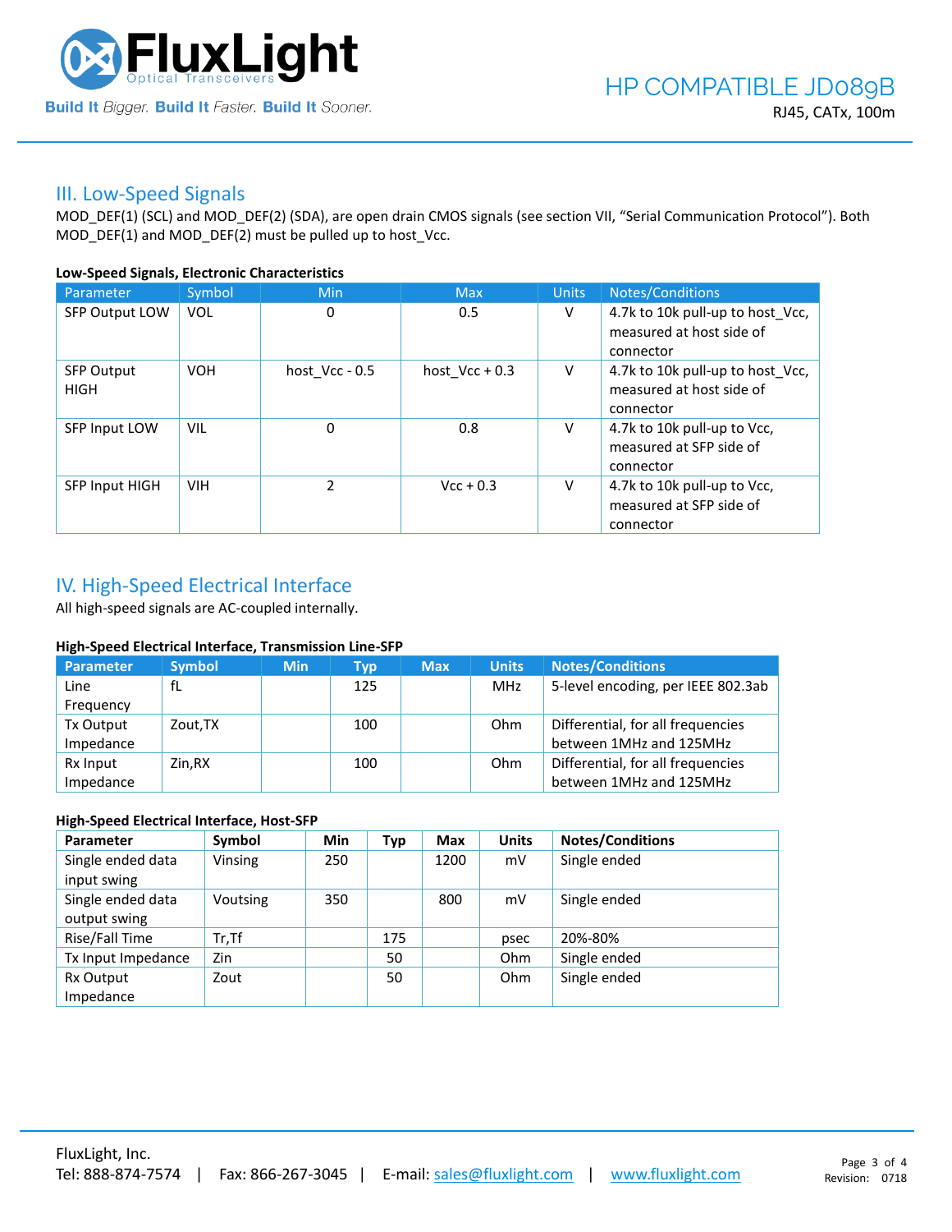## III. Low-Speed Signals

MOD_DEF(1) (SCL) and MOD_DEF(2) (SDA), are open drain CMOS signals (see section VII, "Serial Communication Protocol"). Both MOD_DEF(1) and MOD_DEF(2) must be pulled up to host_Vcc.

**Low-Speed Signals, Electronic Characteristics**

| Parameter | Symbol | Min | Max | Units | Notes/Conditions |
|---|---|---|---|---|---|
| SFP Output LOW | VOL | 0 | 0.5 | V | 4.7k to 10k pull-up to host_Vcc, measured at host side of connector |
| SFP Output HIGH | VOH | host_Vcc - 0.5 | host_Vcc + 0.3 | V | 4.7k to 10k pull-up to host_Vcc, measured at host side of connector |
| SFP Input LOW | VIL | 0 | 0.8 | V | 4.7k to 10k pull-up to Vcc, measured at SFP side of connector |
| SFP Input HIGH | VIH | 2 | Vcc + 0.3 | V | 4.7k to 10k pull-up to Vcc, measured at SFP side of connector |

## IV. High-Speed Electrical Interface

All high-speed signals are AC-coupled internally.

**High-Speed Electrical Interface, Transmission Line-SFP**

| Parameter | Symbol | Min | Typ | Max | Units | Notes/Conditions |
|---|---|---|---|---|---|---|
| Line Frequency | fL | | 125 | | MHz | 5-level encoding, per IEEE 802.3ab |
| Tx Output Impedance | Zout,TX | | 100 | | Ohm | Differential, for all frequencies between 1MHz and 125MHz |
| Rx Input Impedance | Zin,RX | | 100 | | Ohm | Differential, for all frequencies between 1MHz and 125MHz |

**High-Speed Electrical Interface, Host-SFP**

| Parameter | Symbol | Min | Typ | Max | Units | Notes/Conditions |
|---|---|---|---|---|---|---|
| Single ended data input swing | Vinsing | 250 | | 1200 | mV | Single ended |
| Single ended data output swing | Voutsing | 350 | | 800 | mV | Single ended |
| Rise/Fall Time | Tr,Tf | | 175 | | psec | 20%-80% |
| Tx Input Impedance | Zin | | 50 | | Ohm | Single ended |
| Rx Output Impedance | Zout | | 50 | | Ohm | Single ended |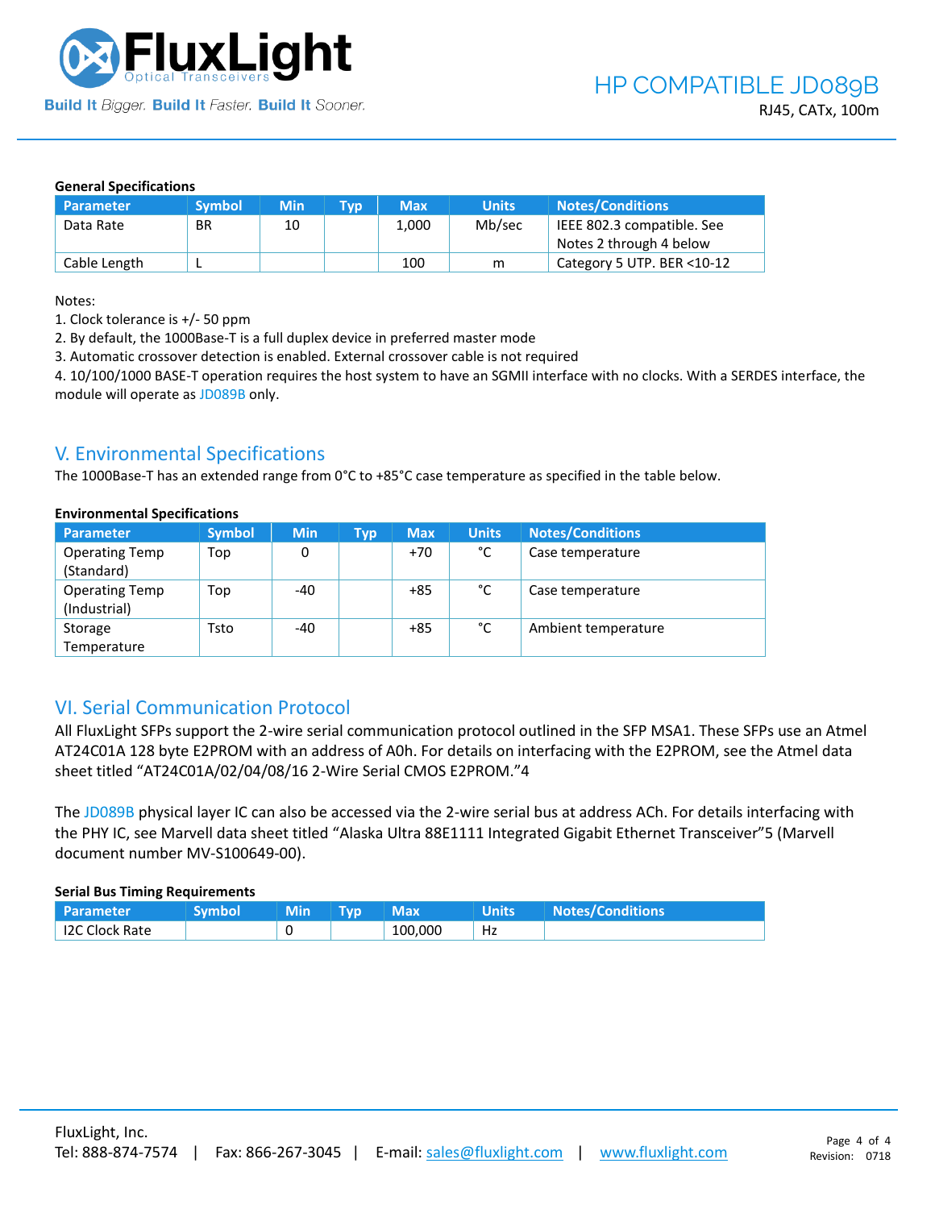**General Specifications**

| Parameter | Symbol | Min | Typ | Max | Units | Notes/Conditions |
|---|---|---|---|---|---|---|
| Data Rate | BR | 10 | | 1,000 | Mb/sec | IEEE 802.3 compatible. See Notes 2 through 4 below |
| Cable Length | L | | | 100 | m | Category 5 UTP. BER <10-12 |

Notes:
1. Clock tolerance is +/- 50 ppm
2. By default, the 1000Base-T is a full duplex device in preferred master mode
3. Automatic crossover detection is enabled. External crossover cable is not required
4. 10/100/1000 BASE-T operation requires the host system to have an SGMII interface with no clocks. With a SERDES interface, the module will operate as JD089B only.

## V. Environmental Specifications

The 1000Base-T has an extended range from 0°C to +85°C case temperature as specified in the table below.

**Environmental Specifications**

| Parameter | Symbol | Min | Typ | Max | Units | Notes/Conditions |
|---|---|---|---|---|---|---|
| Operating Temp (Standard) | Top | 0 | | +70 | °C | Case temperature |
| Operating Temp (Industrial) | Top | -40 | | +85 | °C | Case temperature |
| Storage Temperature | Tsto | -40 | | +85 | °C | Ambient temperature |

## VI. Serial Communication Protocol

All FluxLight SFPs support the 2-wire serial communication protocol outlined in the SFP MSA1. These SFPs use an Atmel AT24C01A 128 byte E2PROM with an address of A0h. For details on interfacing with the E2PROM, see the Atmel data sheet titled "AT24C01A/02/04/08/16 2-Wire Serial CMOS E2PROM."4

The JD089B physical layer IC can also be accessed via the 2-wire serial bus at address ACh. For details interfacing with the PHY IC, see Marvell data sheet titled "Alaska Ultra 88E1111 Integrated Gigabit Ethernet Transceiver"5 (Marvell document number MV-S100649-00).

**Serial Bus Timing Requirements**

| Parameter | Symbol | Min | Typ | Max | Units | Notes/Conditions |
|---|---|---|---|---|---|---|
| I2C Clock Rate | | 0 | | 100,000 | Hz | |

FluxLight, Inc.
Tel: 888-874-7574 | Fax: 866-267-3045 | E-mail: sales@fluxlight.com | www.fluxlight.com